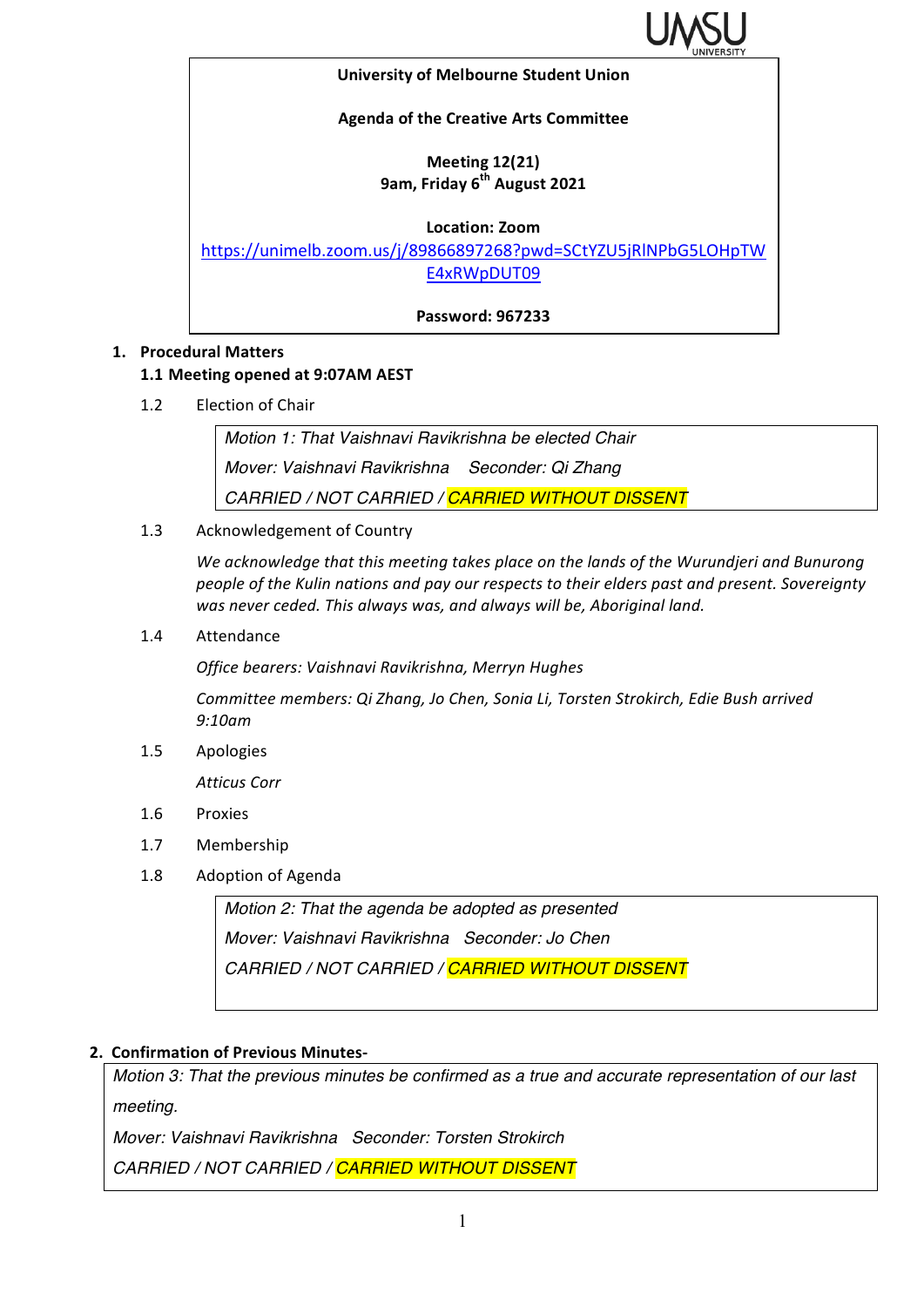**University of Melbourne Student Union**

**Agenda of the Creative Arts Committee**

**Meeting 12(21)**
**9am, Friday 6th August 2021**

**Location: Zoom**
[https://unimelb.zoom.us/j/89866897268?pwd=SCtYZU5jRlNPbG5LOHpTWE4xRWpDUT09](https://unimelb.zoom.us/j/89866897268?pwd=SCtYZU5jRlNPbG5LOHpTWE4xRWpDUT09)

**Password: 967233**

1. **Procedural Matters**

   **1.1 Meeting opened at 9:07AM AEST**

   1.2 Election of Chair

   > *Motion 1: That Vaishnavi Ravikrishna be elected Chair*
   > *Mover: Vaishnavi Ravikrishna  Seconder: Qi Zhang*
   > *CARRIED / NOT CARRIED / CARRIED WITHOUT DISSENT*

   1.3 Acknowledgement of Country

   *We acknowledge that this meeting takes place on the lands of the Wurundjeri and Bunurong people of the Kulin nations and pay our respects to their elders past and present. Sovereignty was never ceded. This always was, and always will be, Aboriginal land.*

   1.4 Attendance

   *Office bearers: Vaishnavi Ravikrishna, Merryn Hughes*

   *Committee members: Qi Zhang, Jo Chen, Sonia Li, Torsten Strokirch, Edie Bush arrived 9:10am*

   1.5 Apologies

   *Atticus Corr*

   1.6 Proxies

   1.7 Membership

   1.8 Adoption of Agenda

   > *Motion 2: That the agenda be adopted as presented*
   > *Mover: Vaishnavi Ravikrishna  Seconder: Jo Chen*
   > *CARRIED / NOT CARRIED / CARRIED WITHOUT DISSENT*

2. **Confirmation of Previous Minutes-**

> *Motion 3: That the previous minutes be confirmed as a true and accurate representation of our last meeting.*
> *Mover: Vaishnavi Ravikrishna  Seconder: Torsten Strokirch*
> *CARRIED / NOT CARRIED / CARRIED WITHOUT DISSENT*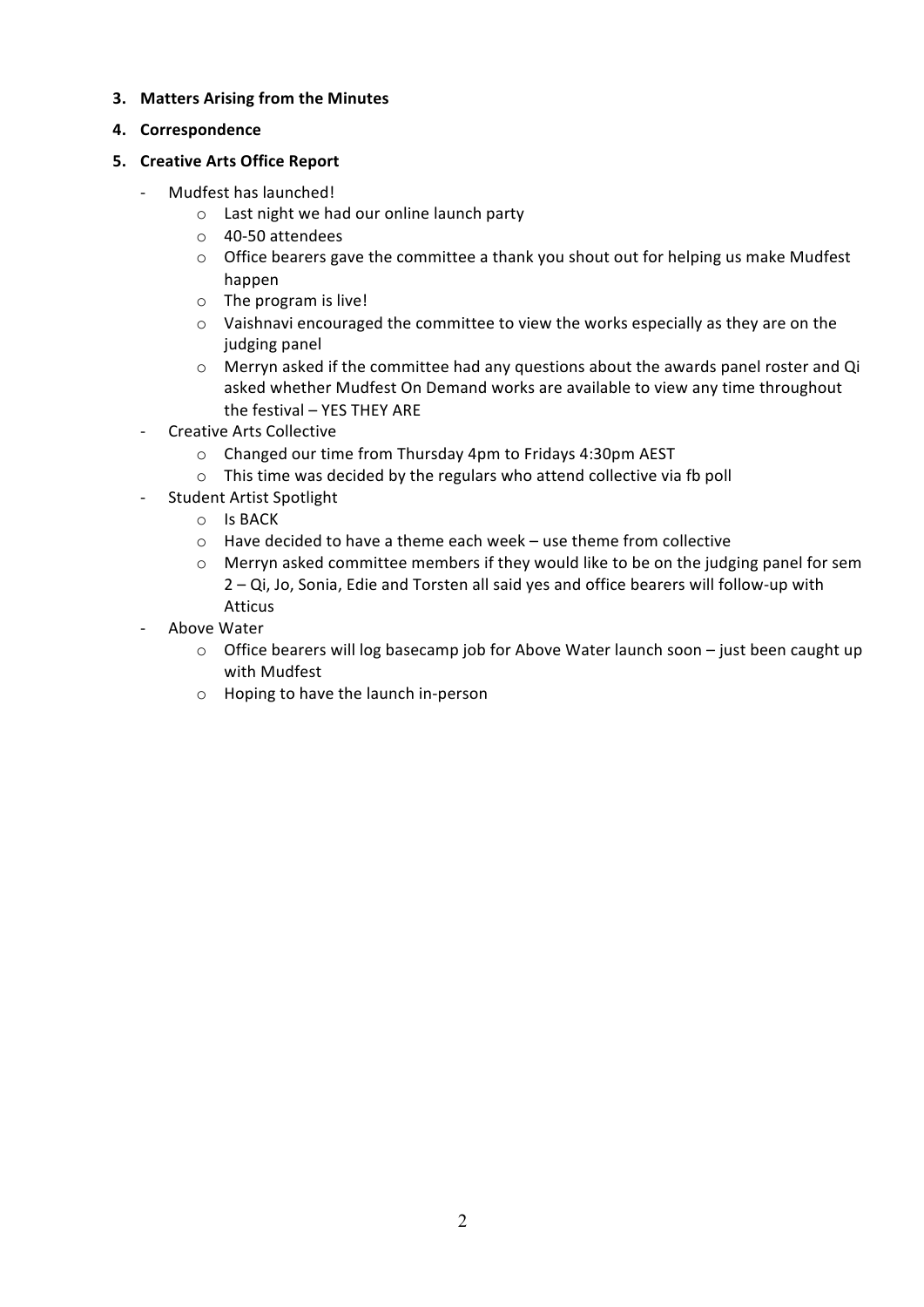3. **Matters Arising from the Minutes**

4. **Correspondence**

5. **Creative Arts Office Report**

- Mudfest has launched!
  - Last night we had our online launch party
  - 40-50 attendees
  - Office bearers gave the committee a thank you shout out for helping us make Mudfest happen
  - The program is live!
  - Vaishnavi encouraged the committee to view the works especially as they are on the judging panel
  - Merryn asked if the committee had any questions about the awards panel roster and Qi asked whether Mudfest On Demand works are available to view any time throughout the festival – YES THEY ARE
- Creative Arts Collective
  - Changed our time from Thursday 4pm to Fridays 4:30pm AEST
  - This time was decided by the regulars who attend collective via fb poll
- Student Artist Spotlight
  - Is BACK
  - Have decided to have a theme each week – use theme from collective
  - Merryn asked committee members if they would like to be on the judging panel for sem 2 – Qi, Jo, Sonia, Edie and Torsten all said yes and office bearers will follow-up with Atticus
- Above Water
  - Office bearers will log basecamp job for Above Water launch soon – just been caught up with Mudfest
  - Hoping to have the launch in-person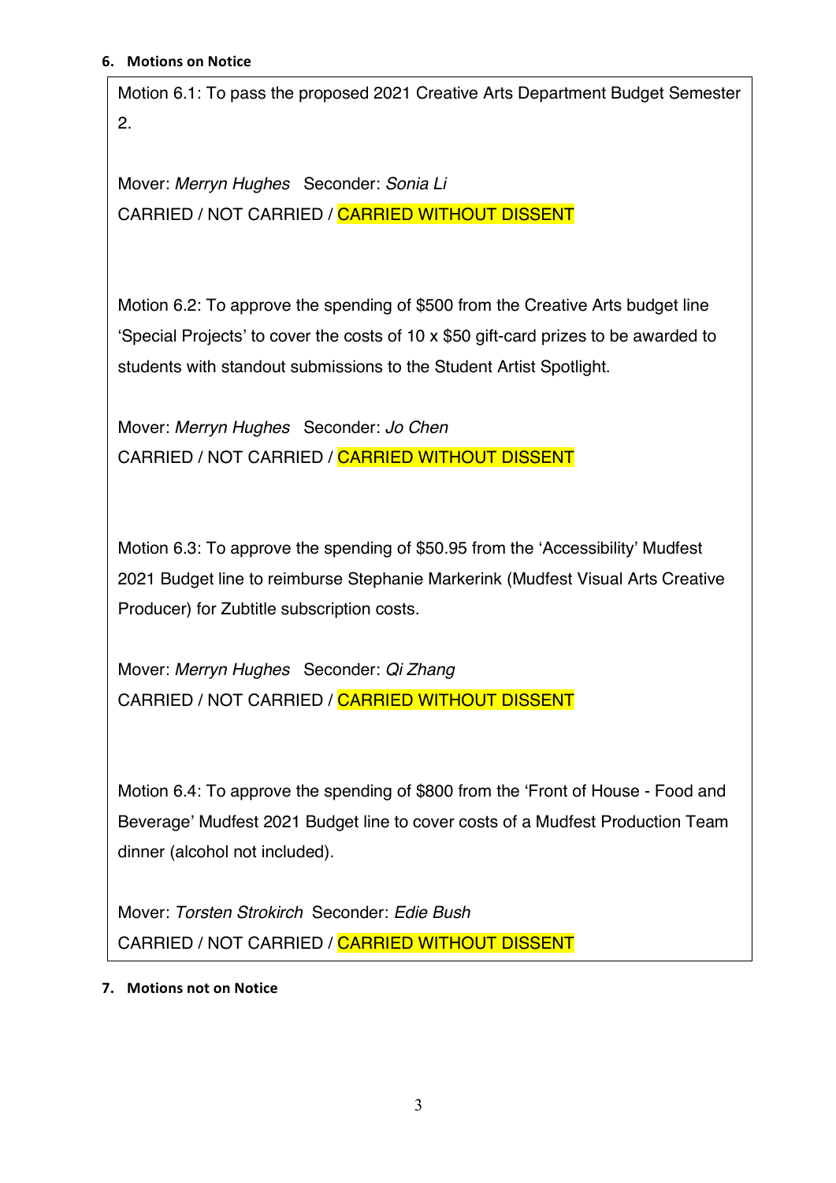### 6. Motions on Notice

Motion 6.1: To pass the proposed 2021 Creative Arts Department Budget Semester 2.

Mover: *Merryn Hughes* Seconder: *Sonia Li*
CARRIED / NOT CARRIED / CARRIED WITHOUT DISSENT

Motion 6.2: To approve the spending of $500 from the Creative Arts budget line 'Special Projects' to cover the costs of 10 x $50 gift-card prizes to be awarded to students with standout submissions to the Student Artist Spotlight.

Mover: *Merryn Hughes* Seconder: *Jo Chen*
CARRIED / NOT CARRIED / CARRIED WITHOUT DISSENT

Motion 6.3: To approve the spending of $50.95 from the 'Accessibility' Mudfest 2021 Budget line to reimburse Stephanie Markerink (Mudfest Visual Arts Creative Producer) for Zubtitle subscription costs.

Mover: *Merryn Hughes* Seconder: *Qi Zhang*
CARRIED / NOT CARRIED / CARRIED WITHOUT DISSENT

Motion 6.4: To approve the spending of $800 from the 'Front of House - Food and Beverage' Mudfest 2021 Budget line to cover costs of a Mudfest Production Team dinner (alcohol not included).

Mover: *Torsten Strokirch* Seconder: *Edie Bush*
CARRIED / NOT CARRIED / CARRIED WITHOUT DISSENT

### 7. Motions not on Notice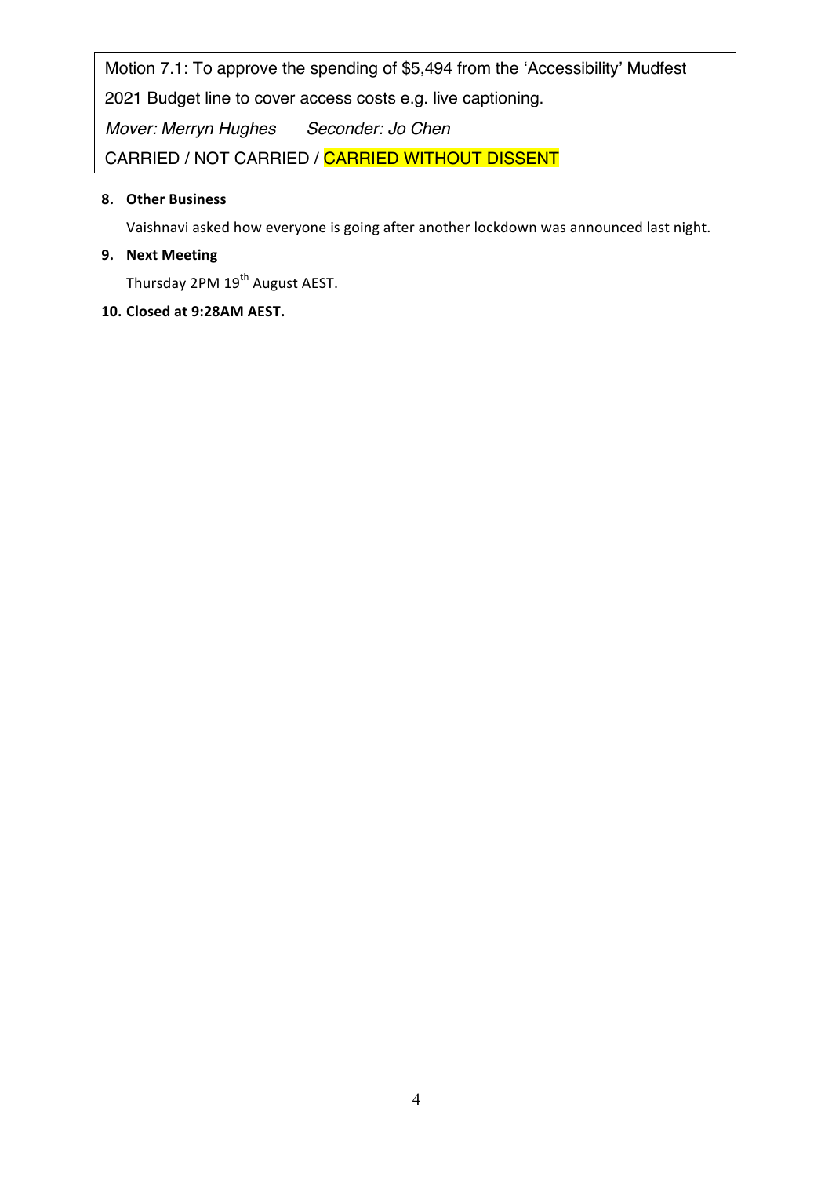Motion 7.1: To approve the spending of $5,494 from the 'Accessibility' Mudfest 2021 Budget line to cover access costs e.g. live captioning.

*Mover: Merryn Hughes* *Seconder: Jo Chen*

CARRIED / NOT CARRIED / CARRIED WITHOUT DISSENT

**8. Other Business**

Vaishnavi asked how everyone is going after another lockdown was announced last night.

**9. Next Meeting**

Thursday 2PM 19th August AEST.

**10. Closed at 9:28AM AEST.**